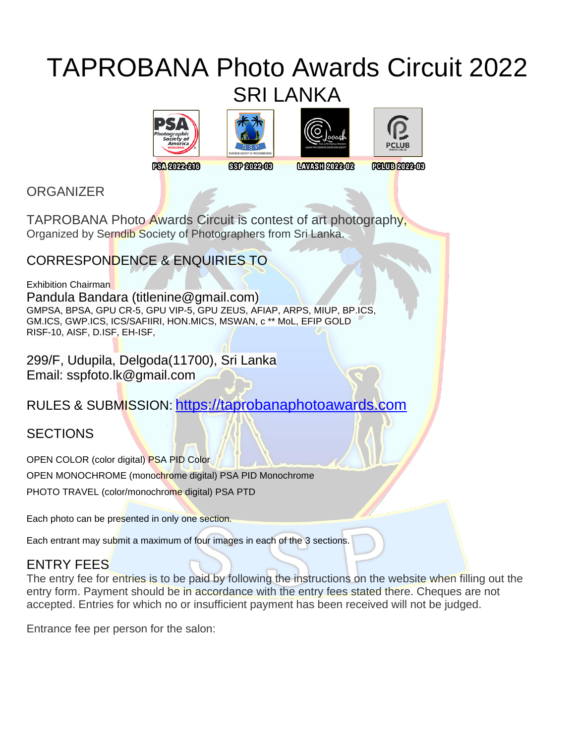# TAPROBANA Photo Awards Circuit 2022
## SRI LANKA

PSA 2022-216 SSP 2022-03 LAVASH 2022-02 PCLUB 2022-03

## ORGANIZER

TAPROBANA Photo Awards Circuit is contest of art photography,
Organized by Serndib Society of Photographers from Sri Lanka.

## CORRESPONDENCE & ENQUIRIES TO

Exhibition Chairman
Pandula Bandara (titlenine@gmail.com)
GMPSA, BPSA, GPU CR-5, GPU VIP-5, GPU ZEUS, AFIAP, ARPS, MIUP, BP.ICS, GM.ICS, GWP.ICS, ICS/SAFIIRI, HON.MICS, MSWAN, c ** MoL, EFIP GOLD RISF-10, AISF, D.ISF, EH-ISF,

299/F, Udupila, Delgoda(11700), Sri Lanka
Email: sspfoto.lk@gmail.com

RULES & SUBMISSION: https://taprobanaphotoawards.com

## SECTIONS

OPEN COLOR (color digital) PSA PID Color
OPEN MONOCHROME (monochrome digital) PSA PID Monochrome
PHOTO TRAVEL (color/monochrome digital) PSA PTD

Each photo can be presented in only one section.

Each entrant may submit a maximum of four images in each of the 3 sections.

## ENTRY FEES

The entry fee for entries is to be paid by following the instructions on the website when filling out the entry form. Payment should be in accordance with the entry fees stated there. Cheques are not accepted. Entries for which no or insufficient payment has been received will not be judged.

Entrance fee per person for the salon: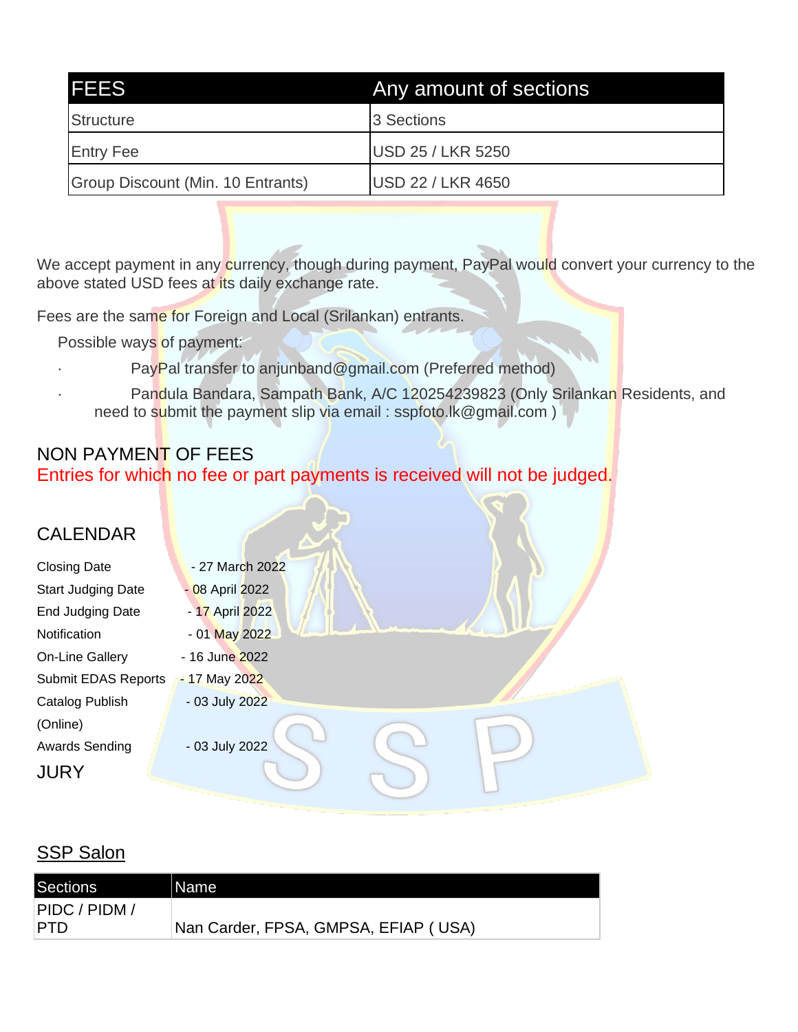| FEES | Any amount of sections |
| --- | --- |
| Structure | 3 Sections |
| Entry Fee | USD 25 / LKR 5250 |
| Group Discount (Min. 10 Entrants) | USD 22 / LKR 4650 |

We accept payment in any currency, though during payment, PayPal would convert your currency to the above stated USD fees at its daily exchange rate.

Fees are the same for Foreign and Local (Srilankan) entrants.

Possible ways of payment:

- PayPal transfer to anjunband@gmail.com (Preferred method)
- Pandula Bandara, Sampath Bank, A/C 120254239823 (Only Srilankan Residents, and need to submit the payment slip via email : sspfoto.lk@gmail.com )

## NON PAYMENT OF FEES

Entries for which no fee or part payments is received will not be judged.

## CALENDAR

| | |
| --- | --- |
| Closing Date | - 27 March 2022 |
| Start Judging Date | - 08 April 2022 |
| End Judging Date | - 17 April 2022 |
| Notification | - 01 May 2022 |
| On-Line Gallery | - 16 June 2022 |
| Submit EDAS Reports | - 17 May 2022 |
| Catalog Publish (Online) | - 03 July 2022 |
| Awards Sending | - 03 July 2022 |

## JURY

### SSP Salon

| Sections | Name |
| --- | --- |
| PIDC / PIDM / PTD | Nan Carder, FPSA, GMPSA, EFIAP ( USA) |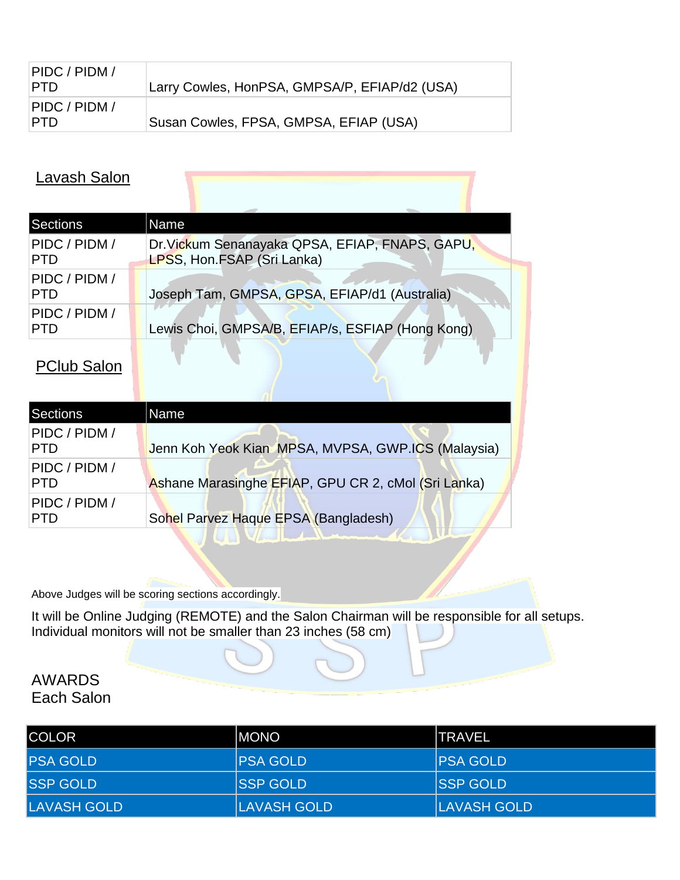| | |
|---|---|
| PIDC / PIDM / PTD | Larry Cowles, HonPSA, GMPSA/P, EFIAP/d2 (USA) |
| PIDC / PIDM / PTD | Susan Cowles, FPSA, GMPSA, EFIAP (USA) |

## Lavash Salon

| Sections | Name |
|---|---|
| PIDC / PIDM / PTD | Dr.Vickum Senanayaka QPSA, EFIAP, FNAPS, GAPU, LPSS, Hon.FSAP (Sri Lanka) |
| PIDC / PIDM / PTD | Joseph Tam, GMPSA, GPSA, EFIAP/d1 (Australia) |
| PIDC / PIDM / PTD | Lewis Choi, GMPSA/B, EFIAP/s, ESFIAP (Hong Kong) |

## PClub Salon

| Sections | Name |
|---|---|
| PIDC / PIDM / PTD | Jenn Koh Yeok Kian MPSA, MVPSA, GWP.ICS (Malaysia) |
| PIDC / PIDM / PTD | Ashane Marasinghe EFIAP, GPU CR 2, cMol (Sri Lanka) |
| PIDC / PIDM / PTD | Sohel Parvez Haque EPSA (Bangladesh) |

Above Judges will be scoring sections accordingly.

It will be Online Judging (REMOTE) and the Salon Chairman will be responsible for all setups.
Individual monitors will not be smaller than 23 inches (58 cm)

AWARDS
Each Salon

| COLOR | MONO | TRAVEL |
|---|---|---|
| PSA GOLD | PSA GOLD | PSA GOLD |
| SSP GOLD | SSP GOLD | SSP GOLD |
| LAVASH GOLD | LAVASH GOLD | LAVASH GOLD |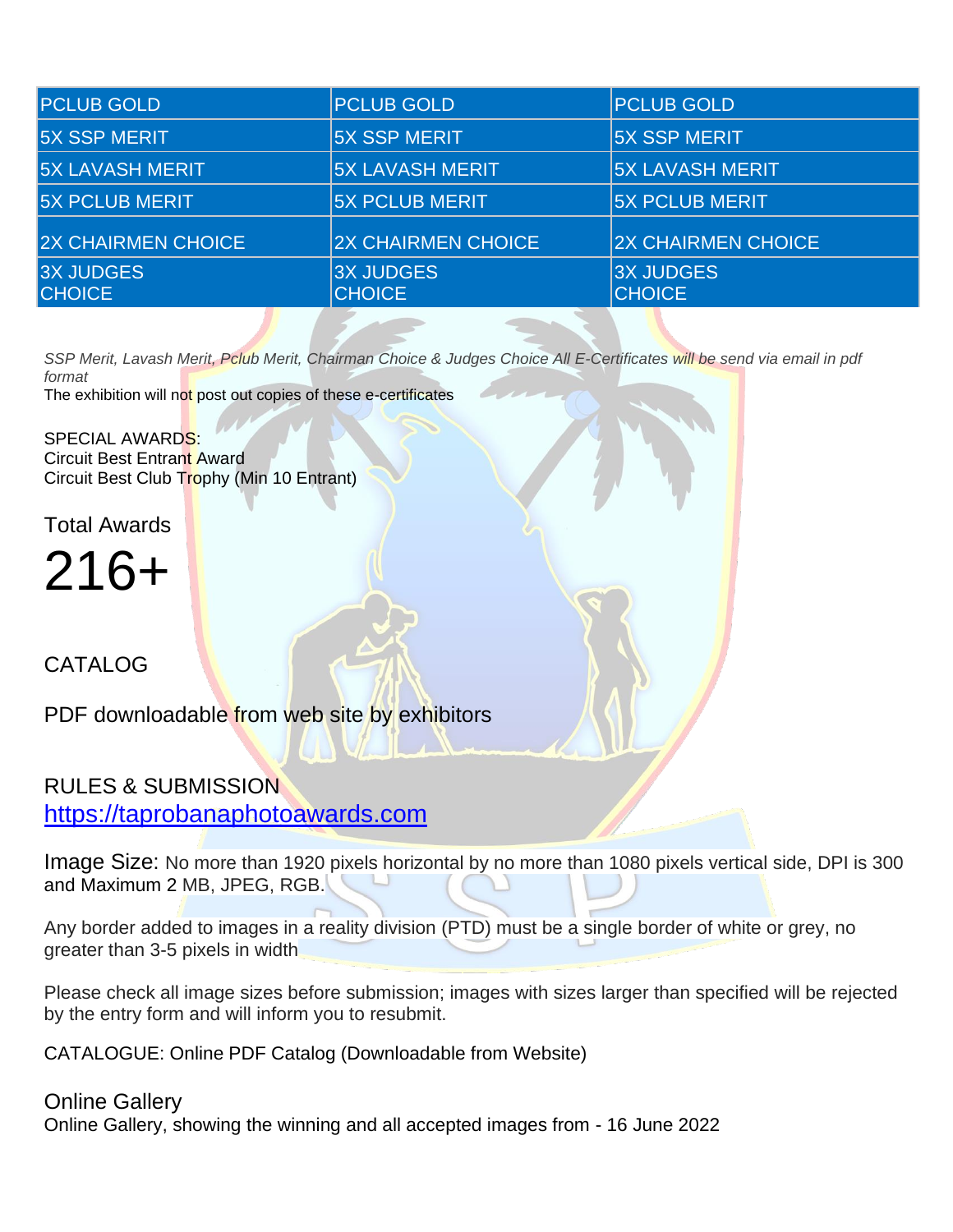| PCLUB GOLD | PCLUB GOLD | PCLUB GOLD |
|---|---|---|
| 5X SSP MERIT | 5X SSP MERIT | 5X SSP MERIT |
| 5X LAVASH MERIT | 5X LAVASH MERIT | 5X LAVASH MERIT |
| 5X PCLUB MERIT | 5X PCLUB MERIT | 5X PCLUB MERIT |
| 2X CHAIRMEN CHOICE | 2X CHAIRMEN CHOICE | 2X CHAIRMEN CHOICE |
| 3X JUDGES CHOICE | 3X JUDGES CHOICE | 3X JUDGES CHOICE |

*SSP Merit, Lavash Merit, Pclub Merit, Chairman Choice & Judges Choice All E-Certificates will be send via email in pdf format*

The exhibition will not post out copies of these e-certificates

SPECIAL AWARDS:
Circuit Best Entrant Award
Circuit Best Club Trophy (Min 10 Entrant)

Total Awards

# 216+

CATALOG

PDF downloadable from web site by exhibitors

RULES & SUBMISSION
[https://taprobanaphotoawards.com](https://taprobanaphotoawards.com)

Image Size: No more than 1920 pixels horizontal by no more than 1080 pixels vertical side, DPI is 300 and Maximum 2 MB, JPEG, RGB.

Any border added to images in a reality division (PTD) must be a single border of white or grey, no greater than 3-5 pixels in width

Please check all image sizes before submission; images with sizes larger than specified will be rejected by the entry form and will inform you to resubmit.

CATALOGUE: Online PDF Catalog (Downloadable from Website)

Online Gallery
Online Gallery, showing the winning and all accepted images from - 16 June 2022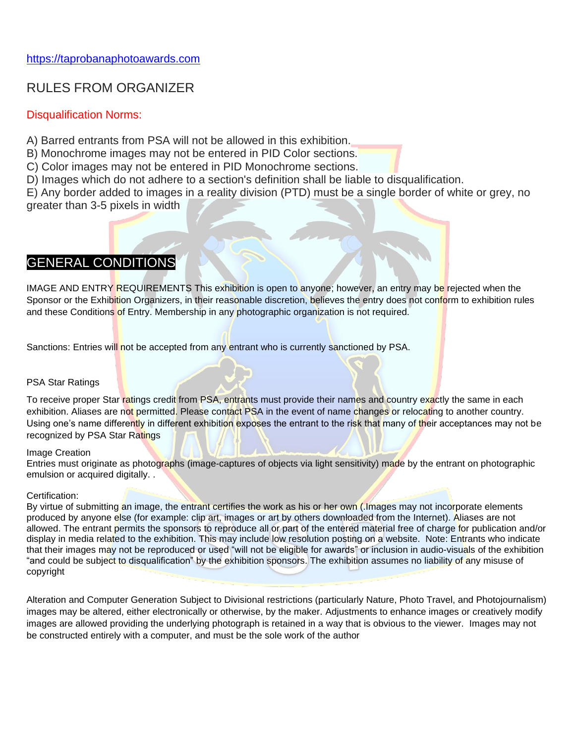https://taprobanaphotoawards.com

## RULES FROM ORGANIZER

### Disqualification Norms:

A) Barred entrants from PSA will not be allowed in this exhibition.
B) Monochrome images may not be entered in PID Color sections.
C) Color images may not be entered in PID Monochrome sections.
D) Images which do not adhere to a section's definition shall be liable to disqualification.
E) Any border added to images in a reality division (PTD) must be a single border of white or grey, no greater than 3-5 pixels in width

## GENERAL CONDITIONS

IMAGE AND ENTRY REQUIREMENTS This exhibition is open to anyone; however, an entry may be rejected when the Sponsor or the Exhibition Organizers, in their reasonable discretion, believes the entry does not conform to exhibition rules and these Conditions of Entry. Membership in any photographic organization is not required.

Sanctions: Entries will not be accepted from any entrant who is currently sanctioned by PSA.

PSA Star Ratings

To receive proper Star ratings credit from PSA, entrants must provide their names and country exactly the same in each exhibition. Aliases are not permitted. Please contact PSA in the event of name changes or relocating to another country. Using one's name differently in different exhibition exposes the entrant to the risk that many of their acceptances may not be recognized by PSA Star Ratings

Image Creation
Entries must originate as photographs (image-captures of objects via light sensitivity) made by the entrant on photographic emulsion or acquired digitally. .

Certification:
By virtue of submitting an image, the entrant certifies the work as his or her own (.Images may not incorporate elements produced by anyone else (for example: clip art, images or art by others downloaded from the Internet). Aliases are not allowed. The entrant permits the sponsors to reproduce all or part of the entered material free of charge for publication and/or display in media related to the exhibition. This may include low resolution posting on a website. Note: Entrants who indicate that their images may not be reproduced or used "will not be eligible for awards" or inclusion in audio-visuals of the exhibition "and could be subject to disqualification" by the exhibition sponsors. The exhibition assumes no liability of any misuse of copyright

Alteration and Computer Generation Subject to Divisional restrictions (particularly Nature, Photo Travel, and Photojournalism) images may be altered, either electronically or otherwise, by the maker. Adjustments to enhance images or creatively modify images are allowed providing the underlying photograph is retained in a way that is obvious to the viewer. Images may not be constructed entirely with a computer, and must be the sole work of the author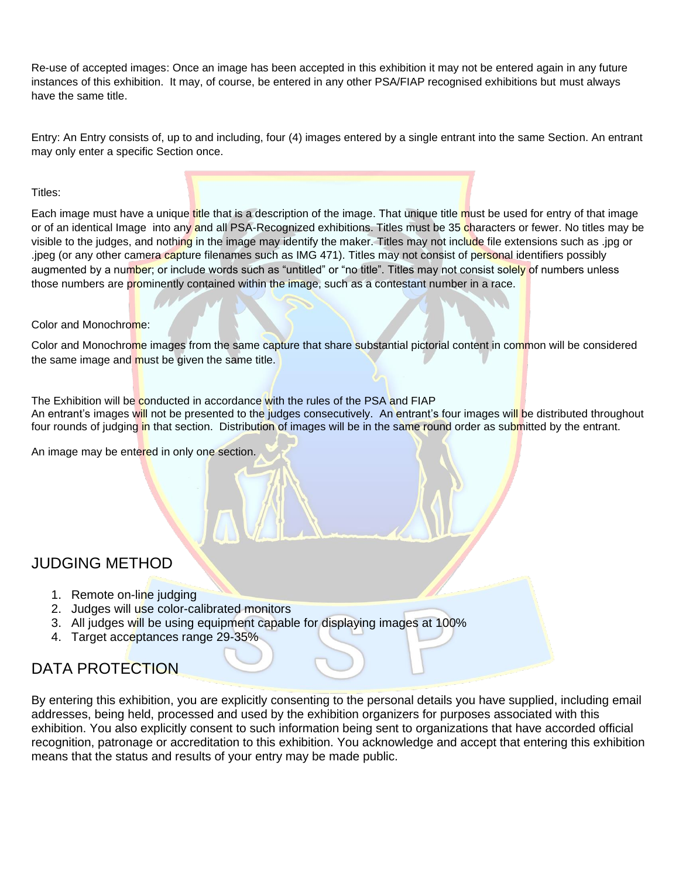Re-use of accepted images: Once an image has been accepted in this exhibition it may not be entered again in any future instances of this exhibition. It may, of course, be entered in any other PSA/FIAP recognised exhibitions but must always have the same title.

Entry: An Entry consists of, up to and including, four (4) images entered by a single entrant into the same Section. An entrant may only enter a specific Section once.

Titles:

Each image must have a unique title that is a description of the image. That unique title must be used for entry of that image or of an identical Image into any and all PSA-Recognized exhibitions. Titles must be 35 characters or fewer. No titles may be visible to the judges, and nothing in the image may identify the maker. Titles may not include file extensions such as .jpg or .jpeg (or any other camera capture filenames such as IMG 471). Titles may not consist of personal identifiers possibly augmented by a number; or include words such as "untitled" or "no title". Titles may not consist solely of numbers unless those numbers are prominently contained within the image, such as a contestant number in a race.

Color and Monochrome:

Color and Monochrome images from the same capture that share substantial pictorial content in common will be considered the same image and must be given the same title.

The Exhibition will be conducted in accordance with the rules of the PSA and FIAP
An entrant's images will not be presented to the judges consecutively. An entrant's four images will be distributed throughout four rounds of judging in that section. Distribution of images will be in the same round order as submitted by the entrant.

An image may be entered in only one section.

## JUDGING METHOD

1. Remote on-line judging
2. Judges will use color-calibrated monitors
3. All judges will be using equipment capable for displaying images at 100%
4. Target acceptances range 29-35%

## DATA PROTECTION

By entering this exhibition, you are explicitly consenting to the personal details you have supplied, including email addresses, being held, processed and used by the exhibition organizers for purposes associated with this exhibition. You also explicitly consent to such information being sent to organizations that have accorded official recognition, patronage or accreditation to this exhibition. You acknowledge and accept that entering this exhibition means that the status and results of your entry may be made public.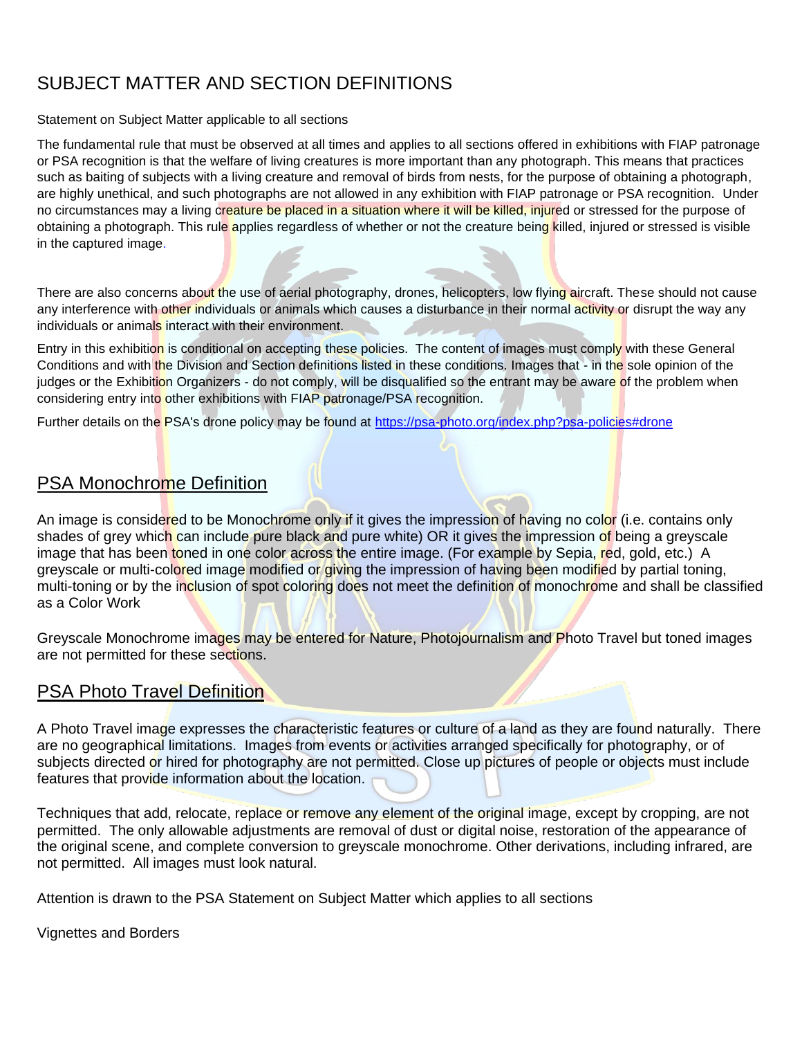# SUBJECT MATTER AND SECTION DEFINITIONS

Statement on Subject Matter applicable to all sections

The fundamental rule that must be observed at all times and applies to all sections offered in exhibitions with FIAP patronage or PSA recognition is that the welfare of living creatures is more important than any photograph. This means that practices such as baiting of subjects with a living creature and removal of birds from nests, for the purpose of obtaining a photograph, are highly unethical, and such photographs are not allowed in any exhibition with FIAP patronage or PSA recognition. Under no circumstances may a living creature be placed in a situation where it will be killed, injured or stressed for the purpose of obtaining a photograph. This rule applies regardless of whether or not the creature being killed, injured or stressed is visible in the captured image.

There are also concerns about the use of aerial photography, drones, helicopters, low flying aircraft. These should not cause any interference with other individuals or animals which causes a disturbance in their normal activity or disrupt the way any individuals or animals interact with their environment.

Entry in this exhibition is conditional on accepting these policies. The content of images must comply with these General Conditions and with the Division and Section definitions listed in these conditions. Images that - in the sole opinion of the judges or the Exhibition Organizers - do not comply, will be disqualified so the entrant may be aware of the problem when considering entry into other exhibitions with FIAP patronage/PSA recognition.

Further details on the PSA's drone policy may be found at https://psa-photo.org/index.php?psa-policies#drone

## PSA Monochrome Definition

An image is considered to be Monochrome only if it gives the impression of having no color (i.e. contains only shades of grey which can include pure black and pure white) OR it gives the impression of being a greyscale image that has been toned in one color across the entire image. (For example by Sepia, red, gold, etc.) A greyscale or multi-colored image modified or giving the impression of having been modified by partial toning, multi-toning or by the inclusion of spot coloring does not meet the definition of monochrome and shall be classified as a Color Work

Greyscale Monochrome images may be entered for Nature, Photojournalism and Photo Travel but toned images are not permitted for these sections.

## PSA Photo Travel Definition

A Photo Travel image expresses the characteristic features or culture of a land as they are found naturally. There are no geographical limitations. Images from events or activities arranged specifically for photography, or of subjects directed or hired for photography are not permitted. Close up pictures of people or objects must include features that provide information about the location.

Techniques that add, relocate, replace or remove any element of the original image, except by cropping, are not permitted. The only allowable adjustments are removal of dust or digital noise, restoration of the appearance of the original scene, and complete conversion to greyscale monochrome. Other derivations, including infrared, are not permitted. All images must look natural.

Attention is drawn to the PSA Statement on Subject Matter which applies to all sections

Vignettes and Borders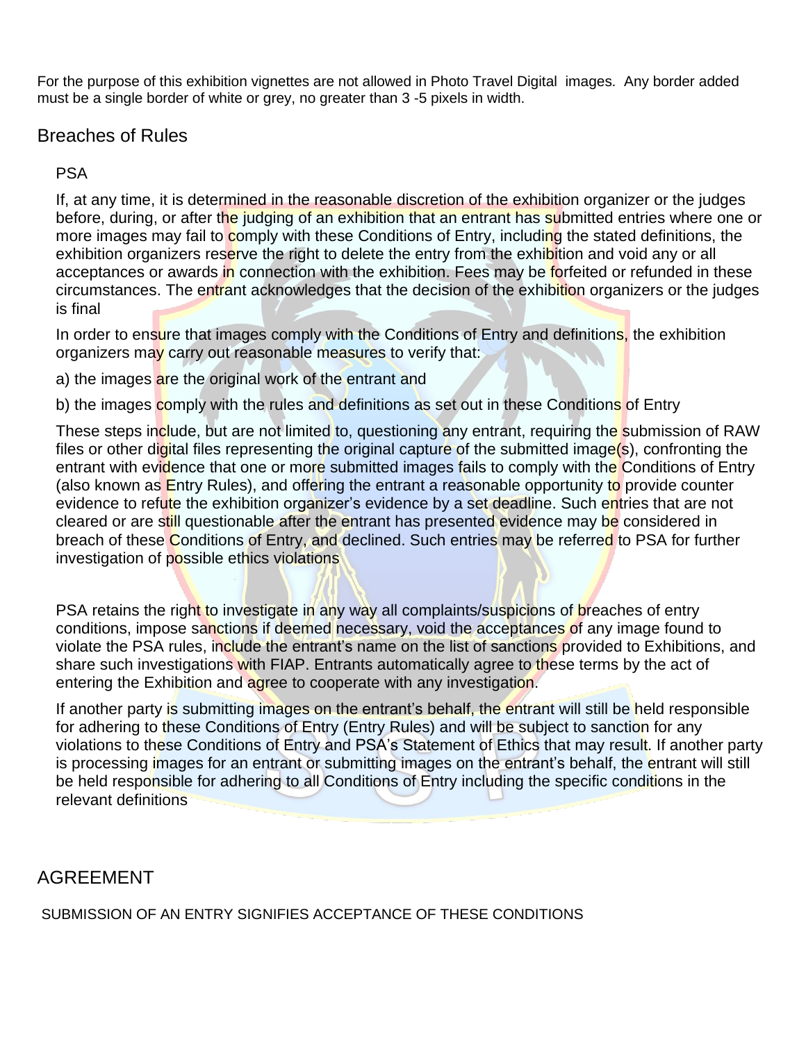For the purpose of this exhibition vignettes are not allowed in Photo Travel Digital images. Any border added must be a single border of white or grey, no greater than 3 -5 pixels in width.

## Breaches of Rules

PSA

If, at any time, it is determined in the reasonable discretion of the exhibition organizer or the judges before, during, or after the judging of an exhibition that an entrant has submitted entries where one or more images may fail to comply with these Conditions of Entry, including the stated definitions, the exhibition organizers reserve the right to delete the entry from the exhibition and void any or all acceptances or awards in connection with the exhibition. Fees may be forfeited or refunded in these circumstances. The entrant acknowledges that the decision of the exhibition organizers or the judges is final

In order to ensure that images comply with the Conditions of Entry and definitions, the exhibition organizers may carry out reasonable measures to verify that:

a) the images are the original work of the entrant and

b) the images comply with the rules and definitions as set out in these Conditions of Entry

These steps include, but are not limited to, questioning any entrant, requiring the submission of RAW files or other digital files representing the original capture of the submitted image(s), confronting the entrant with evidence that one or more submitted images fails to comply with the Conditions of Entry (also known as Entry Rules), and offering the entrant a reasonable opportunity to provide counter evidence to refute the exhibition organizer's evidence by a set deadline. Such entries that are not cleared or are still questionable after the entrant has presented evidence may be considered in breach of these Conditions of Entry, and declined. Such entries may be referred to PSA for further investigation of possible ethics violations

PSA retains the right to investigate in any way all complaints/suspicions of breaches of entry conditions, impose sanctions if deemed necessary, void the acceptances of any image found to violate the PSA rules, include the entrant's name on the list of sanctions provided to Exhibitions, and share such investigations with FIAP. Entrants automatically agree to these terms by the act of entering the Exhibition and agree to cooperate with any investigation.

If another party is submitting images on the entrant's behalf, the entrant will still be held responsible for adhering to these Conditions of Entry (Entry Rules) and will be subject to sanction for any violations to these Conditions of Entry and PSA's Statement of Ethics that may result. If another party is processing images for an entrant or submitting images on the entrant's behalf, the entrant will still be held responsible for adhering to all Conditions of Entry including the specific conditions in the relevant definitions

## AGREEMENT

SUBMISSION OF AN ENTRY SIGNIFIES ACCEPTANCE OF THESE CONDITIONS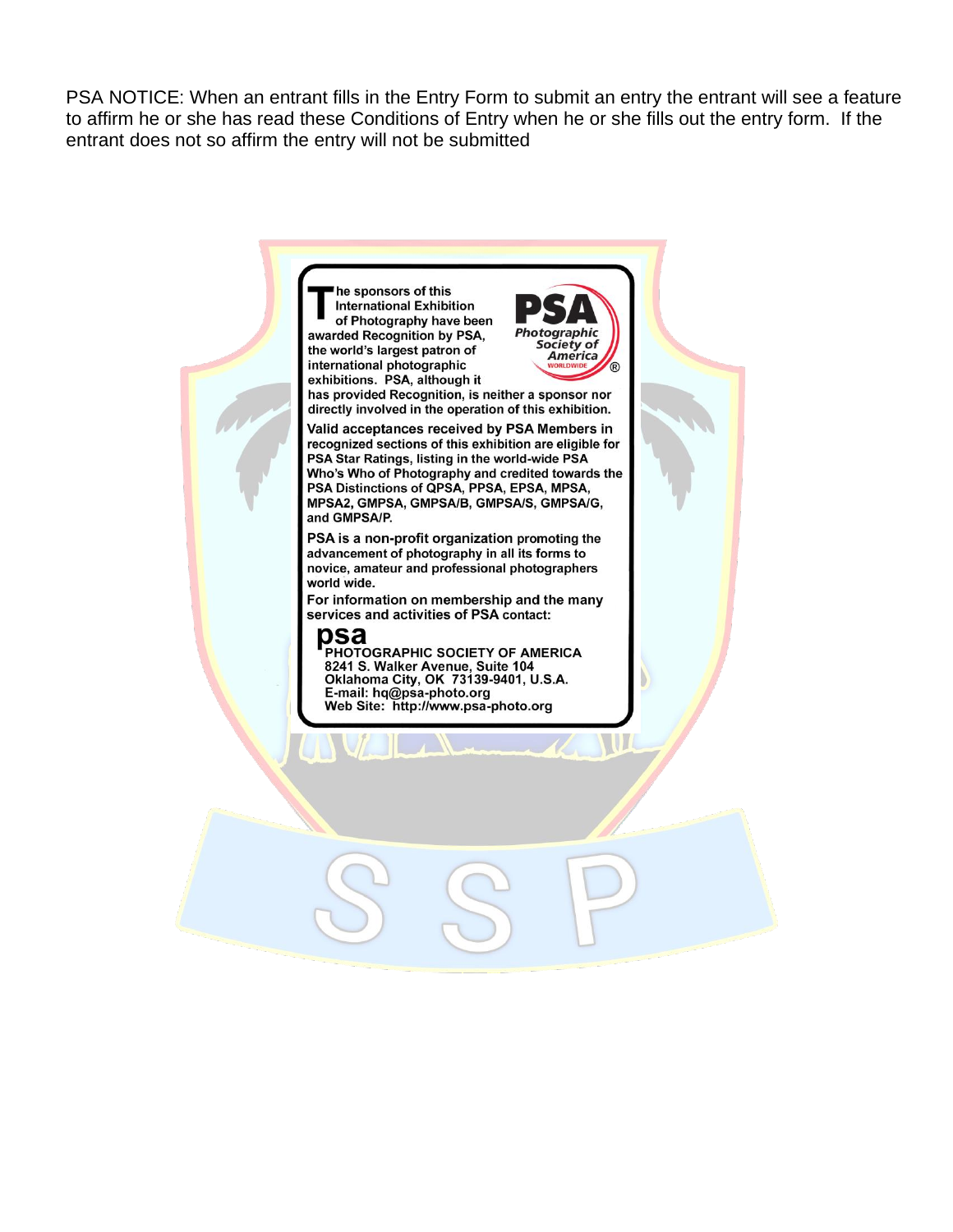PSA NOTICE: When an entrant fills in the Entry Form to submit an entry the entrant will see a feature to affirm he or she has read these Conditions of Entry when he or she fills out the entry form. If the entrant does not so affirm the entry will not be submitted

**The sponsors of this International Exhibition of Photography have been awarded Recognition by PSA, the world's largest patron of international photographic exhibitions. PSA, although it has provided Recognition, is neither a sponsor nor directly involved in the operation of this exhibition.**

**PSA** *Photographic Society of America* WORLDWIDE ®

**Valid acceptances received by PSA Members in recognized sections of this exhibition are eligible for PSA Star Ratings, listing in the world-wide PSA Who's Who of Photography and credited towards the PSA Distinctions of QPSA, PPSA, EPSA, MPSA, MPSA2, GMPSA, GMPSA/B, GMPSA/S, GMPSA/G, and GMPSA/P.**

**PSA is a non-profit organization promoting the advancement of photography in all its forms to novice, amateur and professional photographers world wide.**

**For information on membership and the many services and activities of PSA contact:**

**psa**
**PHOTOGRAPHIC SOCIETY OF AMERICA**
**8241 S. Walker Avenue, Suite 104**
**Oklahoma City, OK 73139-9401, U.S.A.**
**E-mail: hq@psa-photo.org**
**Web Site: http://www.psa-photo.org**

SSP